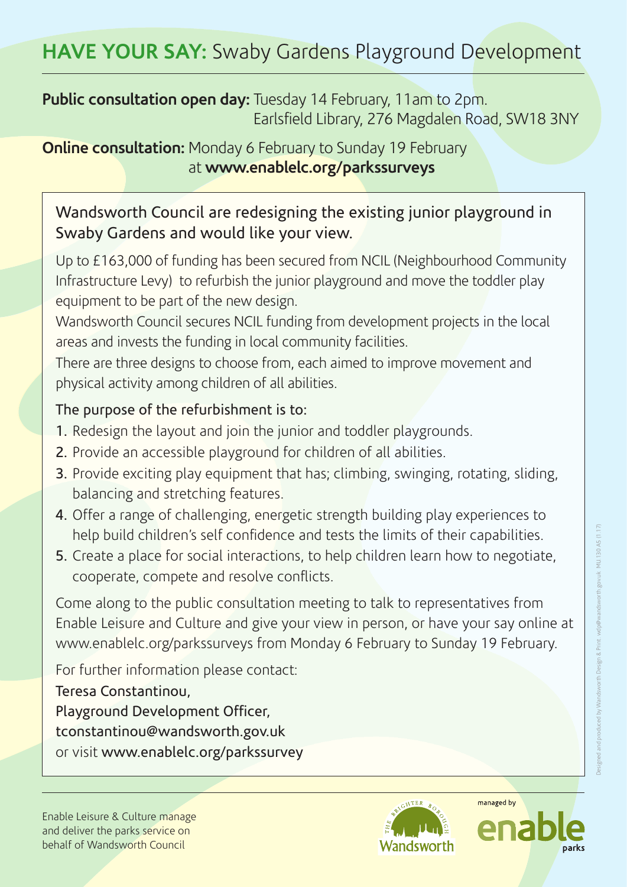# HAVE YOUR SAY: Swaby Gardens Playground Development

**Public consultation open day:** Tuesday 14 February, 11am to 2pm.
Earlsfield Library, 276 Magdalen Road, SW18 3NY

**Online consultation:** Monday 6 February to Sunday 19 February
at **www.enablelc.org/parkssurveys**

Wandsworth Council are redesigning the existing junior playground in Swaby Gardens and would like your view.

Up to £163,000 of funding has been secured from NCIL (Neighbourhood Community Infrastructure Levy) to refurbish the junior playground and move the toddler play equipment to be part of the new design.

Wandsworth Council secures NCIL funding from development projects in the local areas and invests the funding in local community facilities.

There are three designs to choose from, each aimed to improve movement and physical activity among children of all abilities.

The purpose of the refurbishment is to:

1. Redesign the layout and join the junior and toddler playgrounds.
2. Provide an accessible playground for children of all abilities.
3. Provide exciting play equipment that has; climbing, swinging, rotating, sliding, balancing and stretching features.
4. Offer a range of challenging, energetic strength building play experiences to help build children's self confidence and tests the limits of their capabilities.
5. Create a place for social interactions, to help children learn how to negotiate, cooperate, compete and resolve conflicts.

Come along to the public consultation meeting to talk to representatives from Enable Leisure and Culture and give your view in person, or have your say online at www.enablelc.org/parkssurveys from Monday 6 February to Sunday 19 February.

For further information please contact:

Teresa Constantinou,
Playground Development Officer,
tconstantinou@wandsworth.gov.uk
or visit www.enablelc.org/parkssurvey

Enable Leisure & Culture manage and deliver the parks service on behalf of Wandsworth Council

The Brighter Borough Wandsworth

managed by enable parks

Designed and produced by Wandsworth Design & Print. wdp@wandsworth.gov.uk MU 130 A5 (1.17)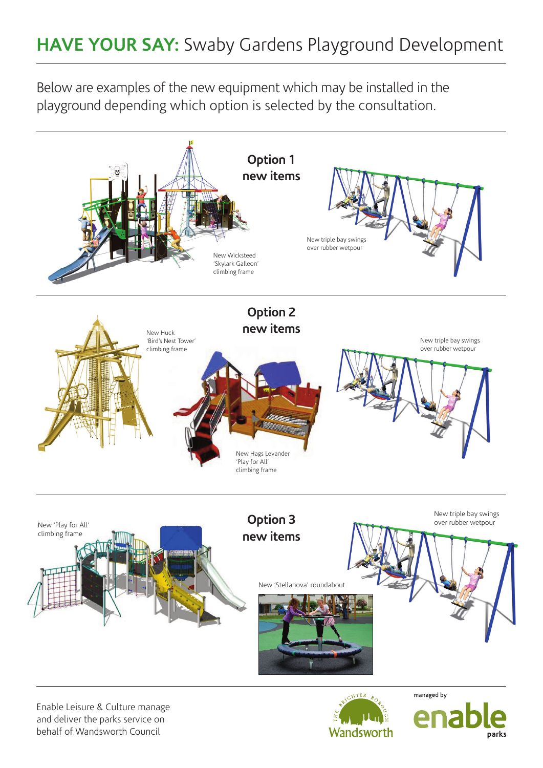# **HAVE YOUR SAY:** Swaby Gardens Playground Development

Below are examples of the new equipment which may be installed in the playground depending which option is selected by the consultation.

## Option 1 new items

New Wicksteed 'Skylark Galleon' climbing frame

New triple bay swings over rubber wetpour

## Option 2 new items

New Huck 'Bird's Nest Tower' climbing frame

New Hags Levander 'Play for All' climbing frame

New triple bay swings over rubber wetpour

## Option 3 new items

New 'Play for All' climbing frame

New 'Stellanova' roundabout

New triple bay swings over rubber wetpour

Enable Leisure & Culture manage and deliver the parks service on behalf of Wandsworth Council

The Brighter Borough Wandsworth

managed by enable parks